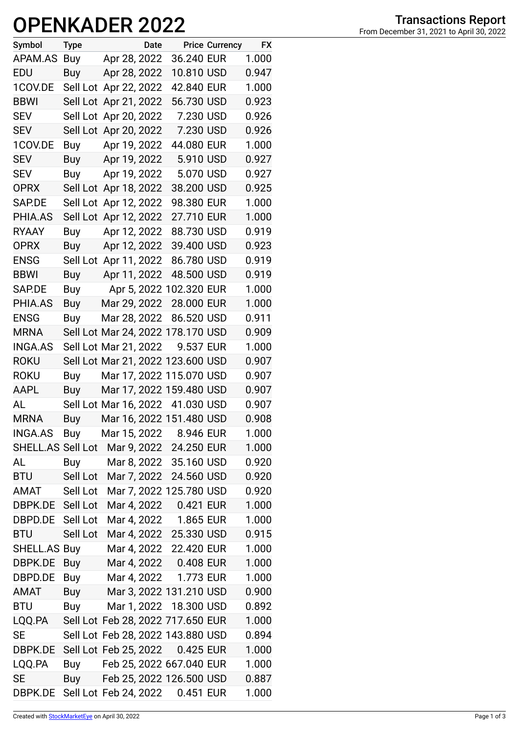# OPENKADER 2022

## Transactions Report

From December 31, 2021 to April 30, 2022

| Symbol | Type | Date | Price | Currency | FX |
|---|---|---|---|---|---|
| APAM.AS | Buy | Apr 28, 2022 | 36.240 | EUR | 1.000 |
| EDU | Buy | Apr 28, 2022 | 10.810 | USD | 0.947 |
| 1COV.DE | Sell Lot | Apr 22, 2022 | 42.840 | EUR | 1.000 |
| BBWI | Sell Lot | Apr 21, 2022 | 56.730 | USD | 0.923 |
| SEV | Sell Lot | Apr 20, 2022 | 7.230 | USD | 0.926 |
| SEV | Sell Lot | Apr 20, 2022 | 7.230 | USD | 0.926 |
| 1COV.DE | Buy | Apr 19, 2022 | 44.080 | EUR | 1.000 |
| SEV | Buy | Apr 19, 2022 | 5.910 | USD | 0.927 |
| SEV | Buy | Apr 19, 2022 | 5.070 | USD | 0.927 |
| OPRX | Sell Lot | Apr 18, 2022 | 38.200 | USD | 0.925 |
| SAP.DE | Sell Lot | Apr 12, 2022 | 98.380 | EUR | 1.000 |
| PHIA.AS | Sell Lot | Apr 12, 2022 | 27.710 | EUR | 1.000 |
| RYAAY | Buy | Apr 12, 2022 | 88.730 | USD | 0.919 |
| OPRX | Buy | Apr 12, 2022 | 39.400 | USD | 0.923 |
| ENSG | Sell Lot | Apr 11, 2022 | 86.780 | USD | 0.919 |
| BBWI | Buy | Apr 11, 2022 | 48.500 | USD | 0.919 |
| SAP.DE | Buy | Apr 5, 2022 | 102.320 | EUR | 1.000 |
| PHIA.AS | Buy | Mar 29, 2022 | 28.000 | EUR | 1.000 |
| ENSG | Buy | Mar 28, 2022 | 86.520 | USD | 0.911 |
| MRNA | Sell Lot | Mar 24, 2022 | 178.170 | USD | 0.909 |
| INGA.AS | Sell Lot | Mar 21, 2022 | 9.537 | EUR | 1.000 |
| ROKU | Sell Lot | Mar 21, 2022 | 123.600 | USD | 0.907 |
| ROKU | Buy | Mar 17, 2022 | 115.070 | USD | 0.907 |
| AAPL | Buy | Mar 17, 2022 | 159.480 | USD | 0.907 |
| AL | Sell Lot | Mar 16, 2022 | 41.030 | USD | 0.907 |
| MRNA | Buy | Mar 16, 2022 | 151.480 | USD | 0.908 |
| INGA.AS | Buy | Mar 15, 2022 | 8.946 | EUR | 1.000 |
| SHELL.AS | Sell Lot | Mar 9, 2022 | 24.250 | EUR | 1.000 |
| AL | Buy | Mar 8, 2022 | 35.160 | USD | 0.920 |
| BTU | Sell Lot | Mar 7, 2022 | 24.560 | USD | 0.920 |
| AMAT | Sell Lot | Mar 7, 2022 | 125.780 | USD | 0.920 |
| DBPK.DE | Sell Lot | Mar 4, 2022 | 0.421 | EUR | 1.000 |
| DBPD.DE | Sell Lot | Mar 4, 2022 | 1.865 | EUR | 1.000 |
| BTU | Sell Lot | Mar 4, 2022 | 25.330 | USD | 0.915 |
| SHELL.AS | Buy | Mar 4, 2022 | 22.420 | EUR | 1.000 |
| DBPK.DE | Buy | Mar 4, 2022 | 0.408 | EUR | 1.000 |
| DBPD.DE | Buy | Mar 4, 2022 | 1.773 | EUR | 1.000 |
| AMAT | Buy | Mar 3, 2022 | 131.210 | USD | 0.900 |
| BTU | Buy | Mar 1, 2022 | 18.300 | USD | 0.892 |
| LQQ.PA | Sell Lot | Feb 28, 2022 | 717.650 | EUR | 1.000 |
| SE | Sell Lot | Feb 28, 2022 | 143.880 | USD | 0.894 |
| DBPK.DE | Sell Lot | Feb 25, 2022 | 0.425 | EUR | 1.000 |
| LQQ.PA | Buy | Feb 25, 2022 | 667.040 | EUR | 1.000 |
| SE | Buy | Feb 25, 2022 | 126.500 | USD | 0.887 |
| DBPK.DE | Sell Lot | Feb 24, 2022 | 0.451 | EUR | 1.000 |

Created with StockMarketEye on April 30, 2022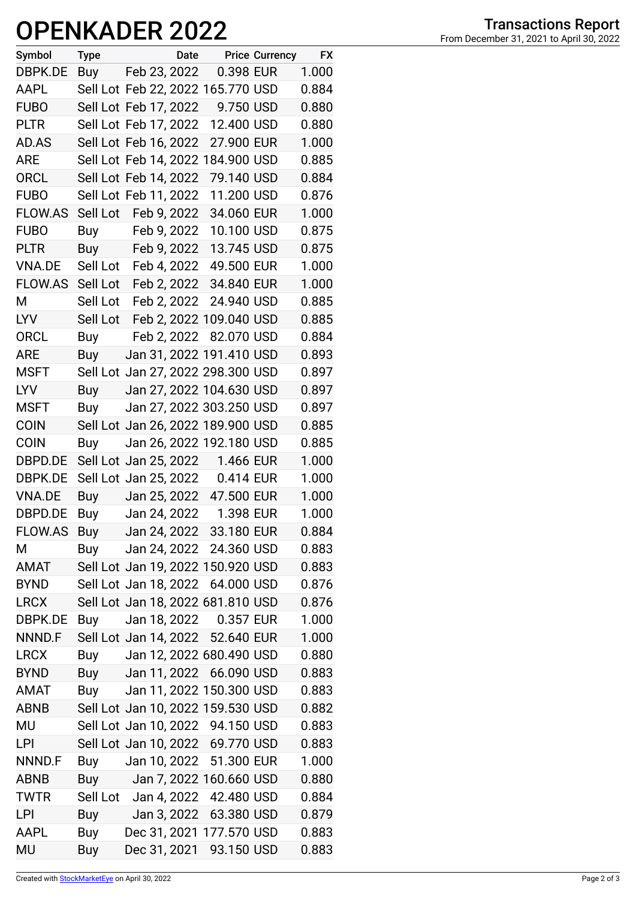# OPENKADER 2022

**Transactions Report**
From December 31, 2021 to April 30, 2022

| Symbol | Type | Date | Price | Currency | FX |
|---|---|---|---|---|---|
| DBPK.DE | Buy | Feb 23, 2022 | 0.398 | EUR | 1.000 |
| AAPL | Sell Lot | Feb 22, 2022 | 165.770 | USD | 0.884 |
| FUBO | Sell Lot | Feb 17, 2022 | 9.750 | USD | 0.880 |
| PLTR | Sell Lot | Feb 17, 2022 | 12.400 | USD | 0.880 |
| AD.AS | Sell Lot | Feb 16, 2022 | 27.900 | EUR | 1.000 |
| ARE | Sell Lot | Feb 14, 2022 | 184.900 | USD | 0.885 |
| ORCL | Sell Lot | Feb 14, 2022 | 79.140 | USD | 0.884 |
| FUBO | Sell Lot | Feb 11, 2022 | 11.200 | USD | 0.876 |
| FLOW.AS | Sell Lot | Feb 9, 2022 | 34.060 | EUR | 1.000 |
| FUBO | Buy | Feb 9, 2022 | 10.100 | USD | 0.875 |
| PLTR | Buy | Feb 9, 2022 | 13.745 | USD | 0.875 |
| VNA.DE | Sell Lot | Feb 4, 2022 | 49.500 | EUR | 1.000 |
| FLOW.AS | Sell Lot | Feb 2, 2022 | 34.840 | EUR | 1.000 |
| M | Sell Lot | Feb 2, 2022 | 24.940 | USD | 0.885 |
| LYV | Sell Lot | Feb 2, 2022 | 109.040 | USD | 0.885 |
| ORCL | Buy | Feb 2, 2022 | 82.070 | USD | 0.884 |
| ARE | Buy | Jan 31, 2022 | 191.410 | USD | 0.893 |
| MSFT | Sell Lot | Jan 27, 2022 | 298.300 | USD | 0.897 |
| LYV | Buy | Jan 27, 2022 | 104.630 | USD | 0.897 |
| MSFT | Buy | Jan 27, 2022 | 303.250 | USD | 0.897 |
| COIN | Sell Lot | Jan 26, 2022 | 189.900 | USD | 0.885 |
| COIN | Buy | Jan 26, 2022 | 192.180 | USD | 0.885 |
| DBPD.DE | Sell Lot | Jan 25, 2022 | 1.466 | EUR | 1.000 |
| DBPK.DE | Sell Lot | Jan 25, 2022 | 0.414 | EUR | 1.000 |
| VNA.DE | Buy | Jan 25, 2022 | 47.500 | EUR | 1.000 |
| DBPD.DE | Buy | Jan 24, 2022 | 1.398 | EUR | 1.000 |
| FLOW.AS | Buy | Jan 24, 2022 | 33.180 | EUR | 0.884 |
| M | Buy | Jan 24, 2022 | 24.360 | USD | 0.883 |
| AMAT | Sell Lot | Jan 19, 2022 | 150.920 | USD | 0.883 |
| BYND | Sell Lot | Jan 18, 2022 | 64.000 | USD | 0.876 |
| LRCX | Sell Lot | Jan 18, 2022 | 681.810 | USD | 0.876 |
| DBPK.DE | Buy | Jan 18, 2022 | 0.357 | EUR | 1.000 |
| NNND.F | Sell Lot | Jan 14, 2022 | 52.640 | EUR | 1.000 |
| LRCX | Buy | Jan 12, 2022 | 680.490 | USD | 0.880 |
| BYND | Buy | Jan 11, 2022 | 66.090 | USD | 0.883 |
| AMAT | Buy | Jan 11, 2022 | 150.300 | USD | 0.883 |
| ABNB | Sell Lot | Jan 10, 2022 | 159.530 | USD | 0.882 |
| MU | Sell Lot | Jan 10, 2022 | 94.150 | USD | 0.883 |
| LPI | Sell Lot | Jan 10, 2022 | 69.770 | USD | 0.883 |
| NNND.F | Buy | Jan 10, 2022 | 51.300 | EUR | 1.000 |
| ABNB | Buy | Jan 7, 2022 | 160.660 | USD | 0.880 |
| TWTR | Sell Lot | Jan 4, 2022 | 42.480 | USD | 0.884 |
| LPI | Buy | Jan 3, 2022 | 63.380 | USD | 0.879 |
| AAPL | Buy | Dec 31, 2021 | 177.570 | USD | 0.883 |
| MU | Buy | Dec 31, 2021 | 93.150 | USD | 0.883 |

Created with StockMarketEye on April 30, 2022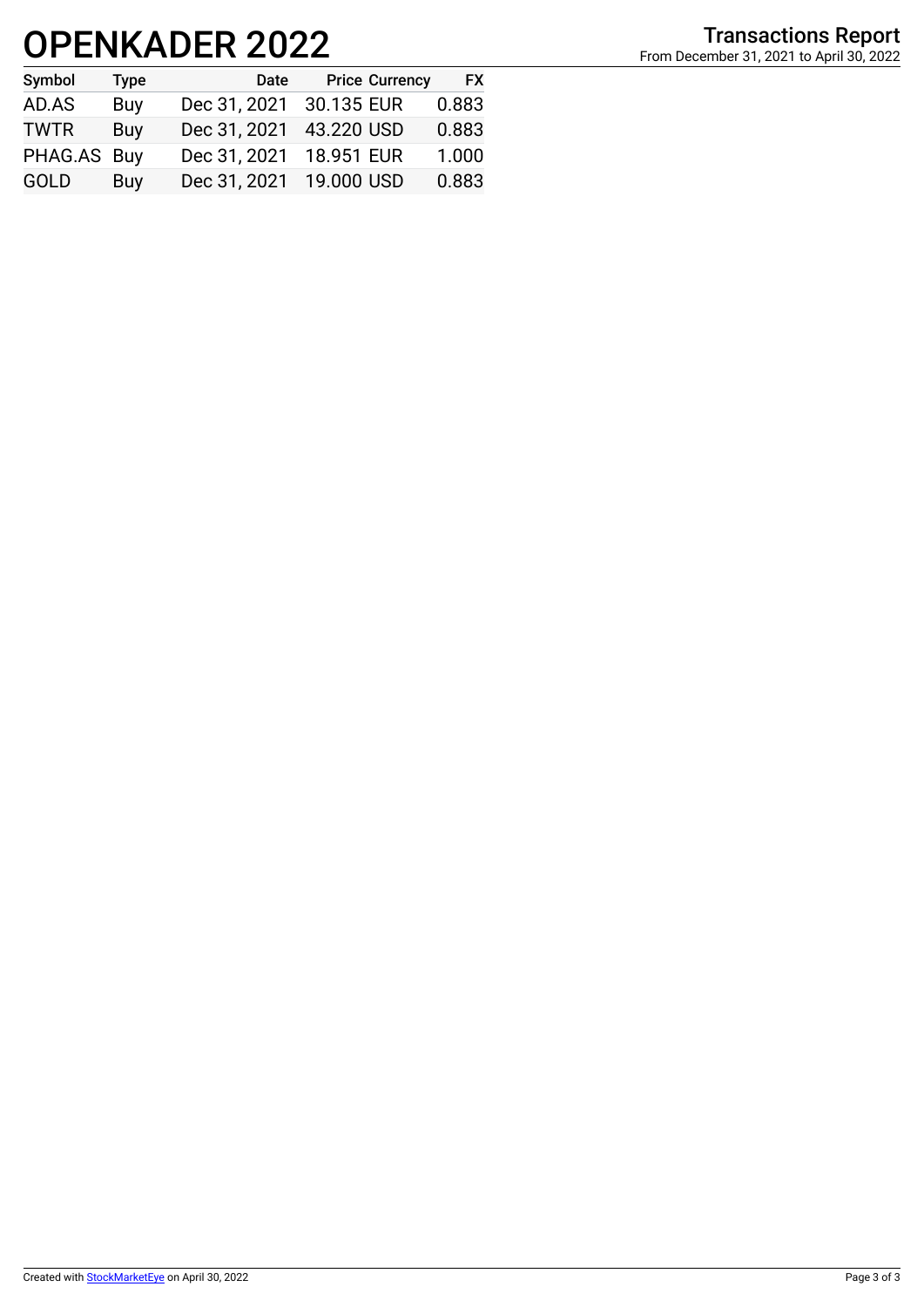# OPENKADER 2022

## Transactions Report

From December 31, 2021 to April 30, 2022

| Symbol | Type | Date | Price | Currency | FX |
|---|---|---|---|---|---|
| AD.AS | Buy | Dec 31, 2021 | 30.135 | EUR | 0.883 |
| TWTR | Buy | Dec 31, 2021 | 43.220 | USD | 0.883 |
| PHAG.AS | Buy | Dec 31, 2021 | 18.951 | EUR | 1.000 |
| GOLD | Buy | Dec 31, 2021 | 19.000 | USD | 0.883 |

Created with StockMarketEye on April 30, 2022